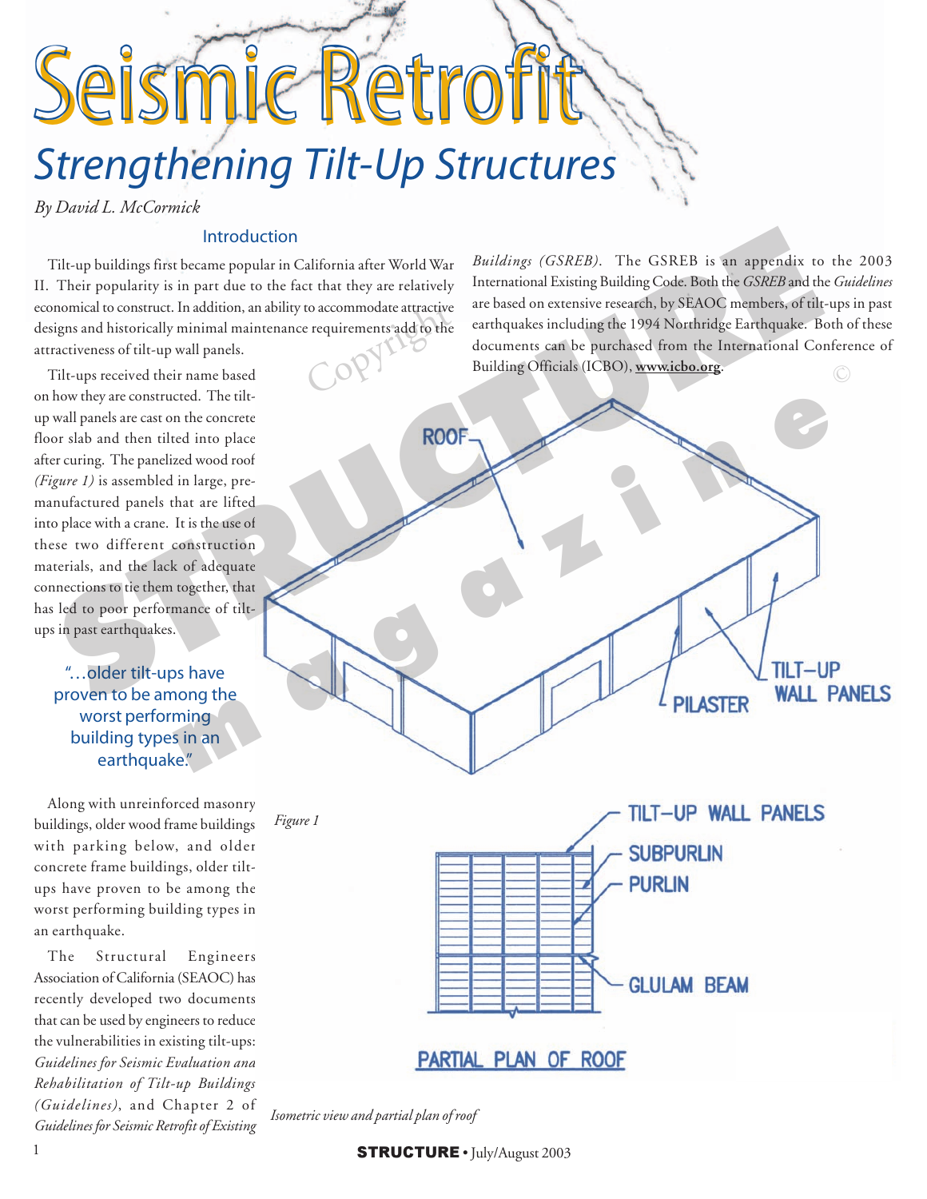# Seismic Retrofit

## Strengthening Tilt-Up Structures

*By David L. McCormick*

### Introduction

Tilt-up buildings first became popular in California after World War II. Their popularity is in part due to the fact that they are relatively economical to construct. In addition, an ability to accommodate attractive designs and historically minimal maintenance requirements add to the attractiveness of tilt-up wall panels.

Tilt-ups received their name based on how they are constructed. The tilt-up wall panels are cast on the concrete floor slab and then tilted into place after curing. The panelized wood roof *(Figure 1)* is assembled in large, pre-manufactured panels that are lifted into place with a crane. It is the use of these two different construction materials, and the lack of adequate connections to tie them together, that has led to poor performance of tilt-ups in past earthquakes.

> "…older tilt-ups have proven to be among the worst performing building types in an earthquake."

Along with unreinforced masonry buildings, older wood frame buildings with parking below, and older concrete frame buildings, older tilt-ups have proven to be among the worst performing building types in an earthquake.

The Structural Engineers Association of California (SEAOC) has recently developed two documents that can be used by engineers to reduce the vulnerabilities in existing tilt-ups: *Guidelines for Seismic Evaluation ana Rehabilitation of Tilt-up Buildings (Guidelines)*, and Chapter 2 of *Guidelines for Seismic Retrofit of Existing Buildings (GSREB)*. The GSREB is an appendix to the 2003 International Existing Building Code. Both the *GSREB* and the *Guidelines* are based on extensive research, by SEAOC members, of tilt-ups in past earthquakes including the 1994 Northridge Earthquake. Both of these documents can be purchased from the International Conference of Building Officials (ICBO), **www.icbo.org**.

Figure 1

Isometric view and partial plan of roof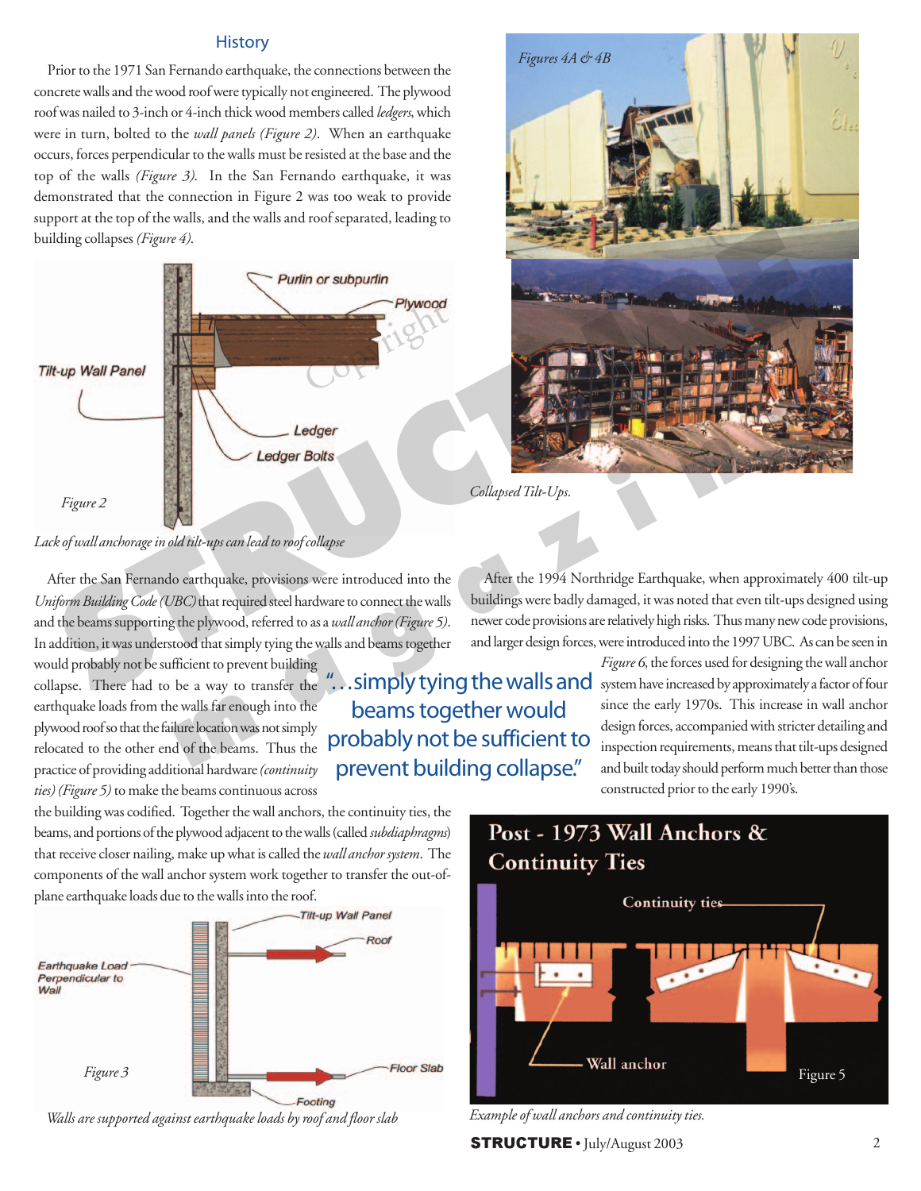## History

Prior to the 1971 San Fernando earthquake, the connections between the concrete walls and the wood roof were typically not engineered. The plywood roof was nailed to 3-inch or 4-inch thick wood members called *ledgers*, which were in turn, bolted to the *wall panels (Figure 2)*. When an earthquake occurs, forces perpendicular to the walls must be resisted at the base and the top of the walls *(Figure 3)*. In the San Fernando earthquake, it was demonstrated that the connection in Figure 2 was too weak to provide support at the top of the walls, and the walls and roof separated, leading to building collapses *(Figure 4)*.

*Figure 2*

*Lack of wall anchorage in old tilt-ups can lead to roof collapse*

*Figures 4A & 4B*

*Collapsed Tilt-Ups.*

After the San Fernando earthquake, provisions were introduced into the *Uniform Building Code (UBC)* that required steel hardware to connect the walls and the beams supporting the plywood, referred to as a *wall anchor (Figure 5)*. In addition, it was understood that simply tying the walls and beams together would probably not be sufficient to prevent building collapse. There had to be a way to transfer the earthquake loads from the walls far enough into the plywood roof so that the failure location was not simply relocated to the other end of the beams. Thus the practice of providing additional hardware *(continuity ties) (Figure 5)* to make the beams continuous across the building was codified. Together the wall anchors, the continuity ties, the beams, and portions of the plywood adjacent to the walls (called *subdiaphragms*) that receive closer nailing, make up what is called the *wall anchor system*. The components of the wall anchor system work together to transfer the out-of-plane earthquake loads due to the walls into the roof.

> "…simply tying the walls and beams together would probably not be sufficient to prevent building collapse."

*Figure 3*

*Walls are supported against earthquake loads by roof and floor slab*

After the 1994 Northridge Earthquake, when approximately 400 tilt-up buildings were badly damaged, it was noted that even tilt-ups designed using newer code provisions are relatively high risks. Thus many new code provisions, and larger design forces, were introduced into the 1997 UBC. As can be seen in *Figure 6*, the forces used for designing the wall anchor system have increased by approximately a factor of four since the early 1970s. This increase in wall anchor design forces, accompanied with stricter detailing and inspection requirements, means that tilt-ups designed and built today should perform much better than those constructed prior to the early 1990's.

Figure 5

*Example of wall anchors and continuity ties.*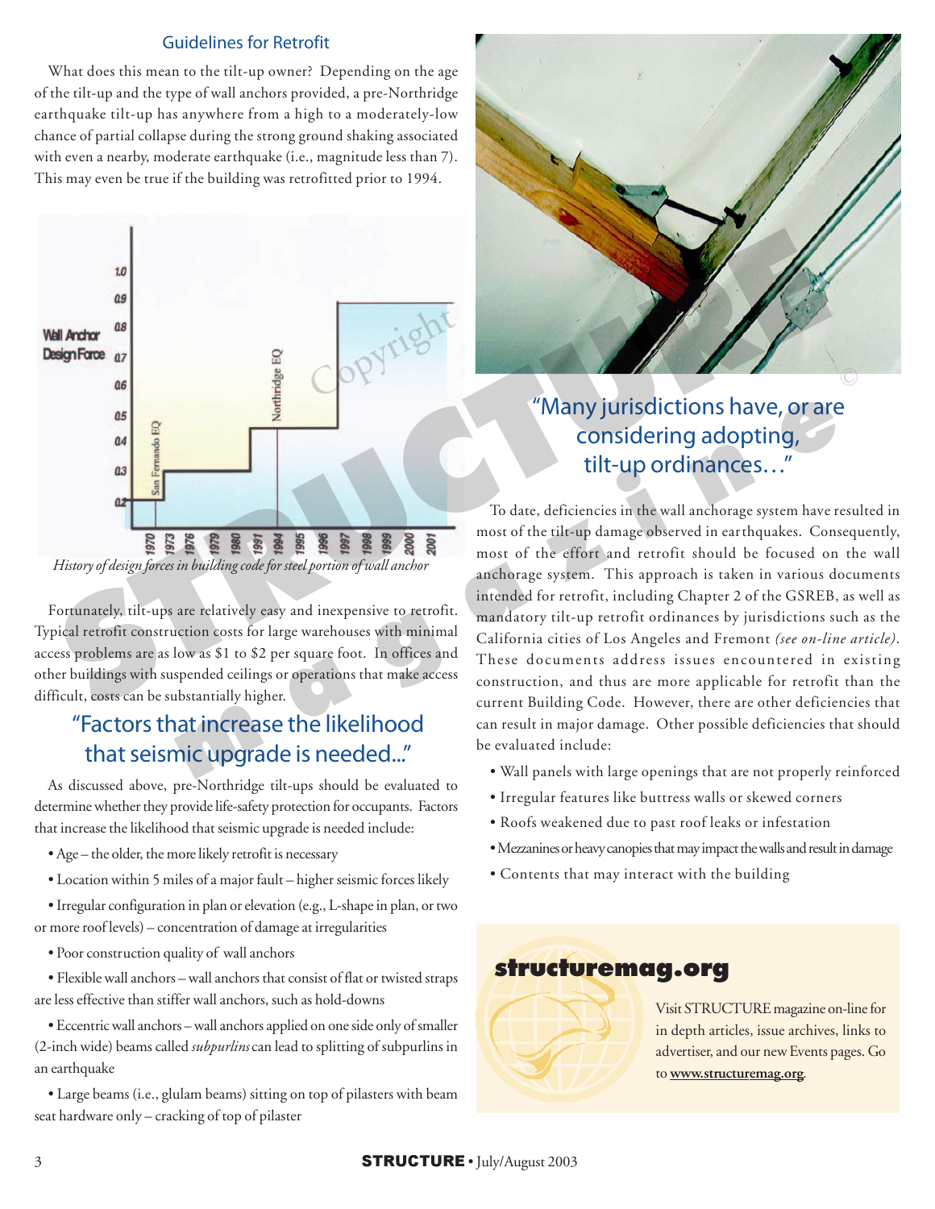## Guidelines for Retrofit

What does this mean to the tilt-up owner? Depending on the age of the tilt-up and the type of wall anchors provided, a pre-Northridge earthquake tilt-up has anywhere from a high to a moderately-low chance of partial collapse during the strong ground shaking associated with even a nearby, moderate earthquake (i.e., magnitude less than 7). This may even be true if the building was retrofitted prior to 1994.

*History of design forces in building code for steel portion of wall anchor*

Fortunately, tilt-ups are relatively easy and inexpensive to retrofit. Typical retrofit construction costs for large warehouses with minimal access problems are as low as $1 to $2 per square foot. In offices and other buildings with suspended ceilings or operations that make access difficult, costs can be substantially higher.

> "Factors that increase the likelihood that seismic upgrade is needed..."

As discussed above, pre-Northridge tilt-ups should be evaluated to determine whether they provide life-safety protection for occupants. Factors that increase the likelihood that seismic upgrade is needed include:

- Age – the older, the more likely retrofit is necessary
- Location within 5 miles of a major fault – higher seismic forces likely
- Irregular configuration in plan or elevation (e.g., L-shape in plan, or two or more roof levels) – concentration of damage at irregularities
- Poor construction quality of wall anchors
- Flexible wall anchors – wall anchors that consist of flat or twisted straps are less effective than stiffer wall anchors, such as hold-downs
- Eccentric wall anchors – wall anchors applied on one side only of smaller (2-inch wide) beams called *subpurlins* can lead to splitting of subpurlins in an earthquake
- Large beams (i.e., glulam beams) sitting on top of pilasters with beam seat hardware only – cracking of top of pilaster

> "Many jurisdictions have, or are considering adopting, tilt-up ordinances…"

To date, deficiencies in the wall anchorage system have resulted in most of the tilt-up damage observed in earthquakes. Consequently, most of the effort and retrofit should be focused on the wall anchorage system. This approach is taken in various documents intended for retrofit, including Chapter 2 of the GSREB, as well as mandatory tilt-up retrofit ordinances by jurisdictions such as the California cities of Los Angeles and Fremont *(see on-line article)*. These documents address issues encountered in existing construction, and thus are more applicable for retrofit than the current Building Code. However, there are other deficiencies that can result in major damage. Other possible deficiencies that should be evaluated include:

- Wall panels with large openings that are not properly reinforced
- Irregular features like buttress walls or skewed corners
- Roofs weakened due to past roof leaks or infestation
- Mezzanines or heavy canopies that may impact the walls and result in damage
- Contents that may interact with the building

**structuremag.org**

Visit STRUCTURE magazine on-line for in depth articles, issue archives, links to advertiser, and our new Events pages. Go to **www.structuremag.org**.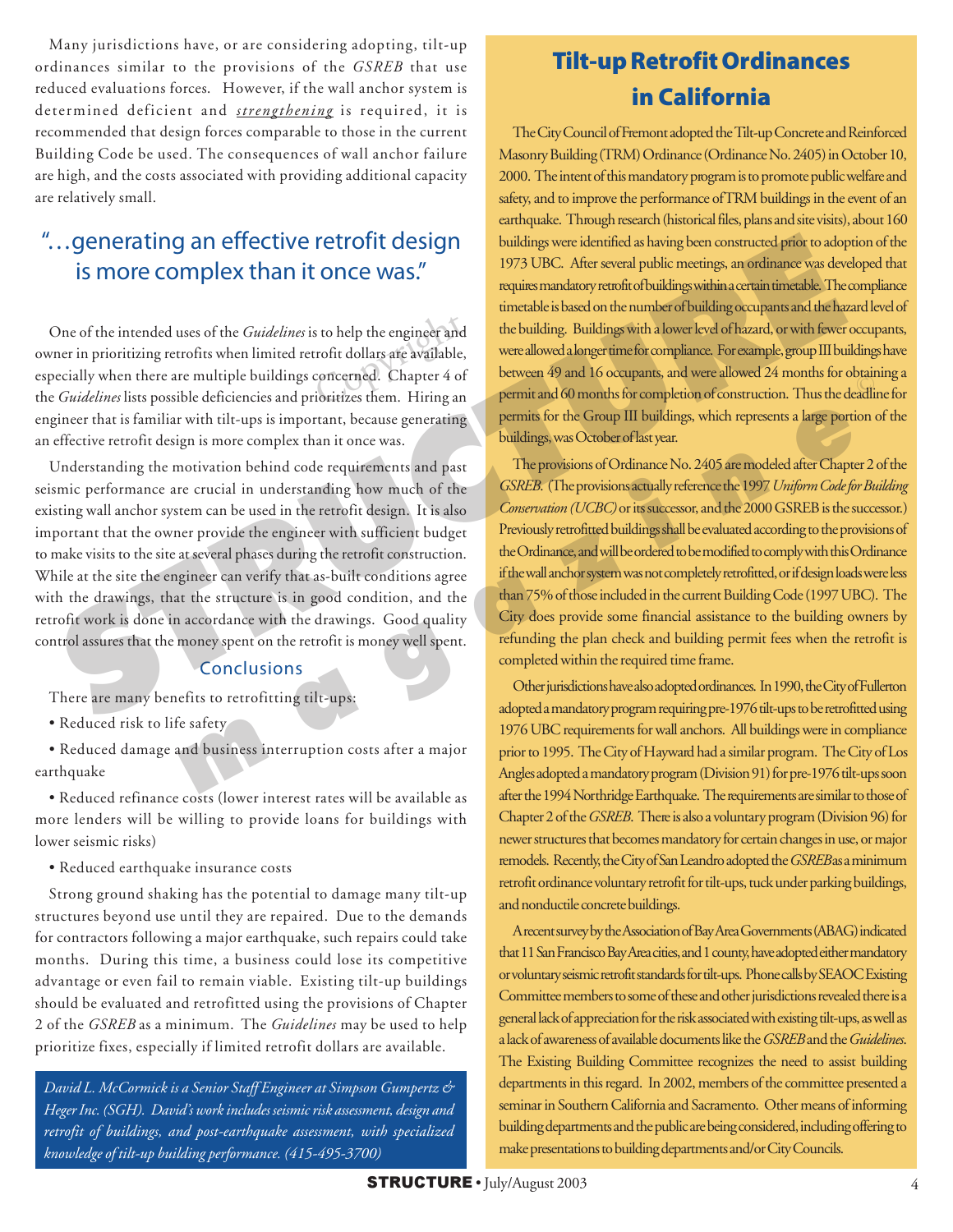Many jurisdictions have, or are considering adopting, tilt-up ordinances similar to the provisions of the *GSREB* that use reduced evaluations forces. However, if the wall anchor system is determined deficient and *strengthening* is required, it is recommended that design forces comparable to those in the current Building Code be used. The consequences of wall anchor failure are high, and the costs associated with providing additional capacity are relatively small.

## "…generating an effective retrofit design is more complex than it once was."

One of the intended uses of the *Guidelines* is to help the engineer and owner in prioritizing retrofits when limited retrofit dollars are available, especially when there are multiple buildings concerned. Chapter 4 of the *Guidelines* lists possible deficiencies and prioritizes them. Hiring an engineer that is familiar with tilt-ups is important, because generating an effective retrofit design is more complex than it once was.

Understanding the motivation behind code requirements and past seismic performance are crucial in understanding how much of the existing wall anchor system can be used in the retrofit design. It is also important that the owner provide the engineer with sufficient budget to make visits to the site at several phases during the retrofit construction. While at the site the engineer can verify that as-built conditions agree with the drawings, that the structure is in good condition, and the retrofit work is done in accordance with the drawings. Good quality control assures that the money spent on the retrofit is money well spent.

### Conclusions

There are many benefits to retrofitting tilt-ups:

- Reduced risk to life safety
- Reduced damage and business interruption costs after a major earthquake
- Reduced refinance costs (lower interest rates will be available as more lenders will be willing to provide loans for buildings with lower seismic risks)
- Reduced earthquake insurance costs

Strong ground shaking has the potential to damage many tilt-up structures beyond use until they are repaired. Due to the demands for contractors following a major earthquake, such repairs could take months. During this time, a business could lose its competitive advantage or even fail to remain viable. Existing tilt-up buildings should be evaluated and retrofitted using the provisions of Chapter 2 of the *GSREB* as a minimum. The *Guidelines* may be used to help prioritize fixes, especially if limited retrofit dollars are available.

*David L. McCormick is a Senior Staff Engineer at Simpson Gumpertz & Heger Inc. (SGH). David's work includes seismic risk assessment, design and retrofit of buildings, and post-earthquake assessment, with specialized knowledge of tilt-up building performance. (415-495-3700)*

## Tilt-up Retrofit Ordinances in California

The City Council of Fremont adopted the Tilt-up Concrete and Reinforced Masonry Building (TRM) Ordinance (Ordinance No. 2405) in October 10, 2000. The intent of this mandatory program is to promote public welfare and safety, and to improve the performance of TRM buildings in the event of an earthquake. Through research (historical files, plans and site visits), about 160 buildings were identified as having been constructed prior to adoption of the 1973 UBC. After several public meetings, an ordinance was developed that requires mandatory retrofit of buildings within a certain timetable. The compliance timetable is based on the number of building occupants and the hazard level of the building. Buildings with a lower level of hazard, or with fewer occupants, were allowed a longer time for compliance. For example, group III buildings have between 49 and 16 occupants, and were allowed 24 months for obtaining a permit and 60 months for completion of construction. Thus the deadline for permits for the Group III buildings, which represents a large portion of the buildings, was October of last year.

The provisions of Ordinance No. 2405 are modeled after Chapter 2 of the *GSREB*. (The provisions actually reference the 1997 *Uniform Code for Building Conservation (UCBC)* or its successor, and the 2000 GSREB is the successor.) Previously retrofitted buildings shall be evaluated according to the provisions of the Ordinance, and will be ordered to be modified to comply with this Ordinance if the wall anchor system was not completely retrofitted, or if design loads were less than 75% of those included in the current Building Code (1997 UBC). The City does provide some financial assistance to the building owners by refunding the plan check and building permit fees when the retrofit is completed within the required time frame.

Other jurisdictions have also adopted ordinances. In 1990, the City of Fullerton adopted a mandatory program requiring pre-1976 tilt-ups to be retrofitted using 1976 UBC requirements for wall anchors. All buildings were in compliance prior to 1995. The City of Hayward had a similar program. The City of Los Angles adopted a mandatory program (Division 91) for pre-1976 tilt-ups soon after the 1994 Northridge Earthquake. The requirements are similar to those of Chapter 2 of the *GSREB*. There is also a voluntary program (Division 96) for newer structures that becomes mandatory for certain changes in use, or major remodels. Recently, the City of San Leandro adopted the *GSREB* as a minimum retrofit ordinance voluntary retrofit for tilt-ups, tuck under parking buildings, and nonductile concrete buildings.

A recent survey by the Association of Bay Area Governments (ABAG) indicated that 11 San Francisco Bay Area cities, and 1 county, have adopted either mandatory or voluntary seismic retrofit standards for tilt-ups. Phone calls by SEAOC Existing Committee members to some of these and other jurisdictions revealed there is a general lack of appreciation for the risk associated with existing tilt-ups, as well as a lack of awareness of available documents like the *GSREB* and the *Guidelines*. The Existing Building Committee recognizes the need to assist building departments in this regard. In 2002, members of the committee presented a seminar in Southern California and Sacramento. Other means of informing building departments and the public are being considered, including offering to make presentations to building departments and/or City Councils.